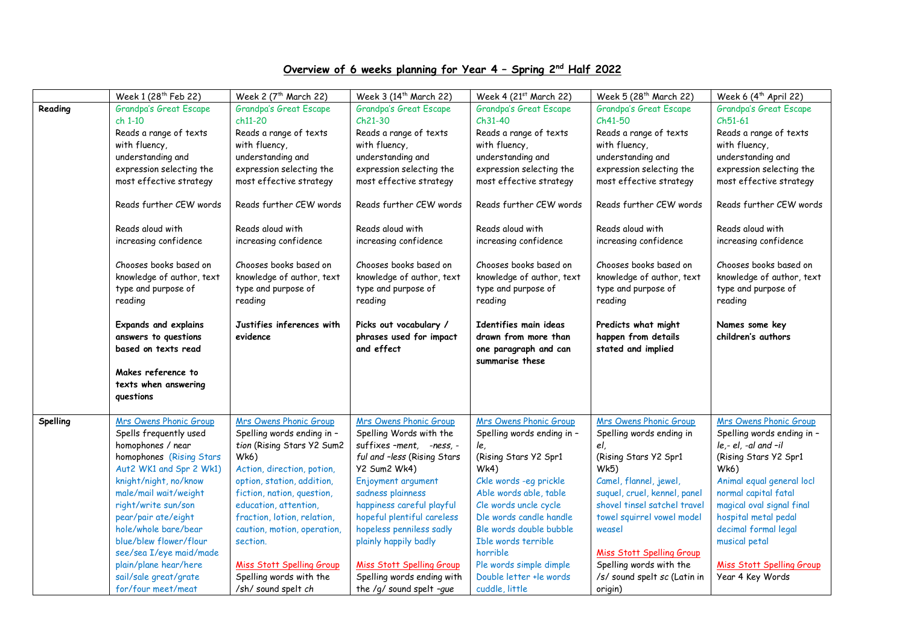# Overview of 6 weeks planning for Year 4 – Spring 2nd Half 2022

| | Week 1 (28th Feb 22) | Week 2 (7th March 22) | Week 3 (14th March 22) | Week 4 (21st March 22) | Week 5 (28th March 22) | Week 6 (4th April 22) |
|---|---|---|---|---|---|---|
| **Reading** | Grandpa's Great Escape ch 1-10<br><br>Reads a range of texts with fluency, understanding and expression selecting the most effective strategy<br><br>Reads further CEW words<br><br>Reads aloud with increasing confidence<br><br>Chooses books based on knowledge of author, text type and purpose of reading<br><br>**Expands and explains answers to questions based on texts read**<br><br>**Makes reference to texts when answering questions** | Grandpa's Great Escape ch11-20<br><br>Reads a range of texts with fluency, understanding and expression selecting the most effective strategy<br><br>Reads further CEW words<br><br>Reads aloud with increasing confidence<br><br>Chooses books based on knowledge of author, text type and purpose of reading<br><br>**Justifies inferences with evidence** | Grandpa's Great Escape Ch21-30<br><br>Reads a range of texts with fluency, understanding and expression selecting the most effective strategy<br><br>Reads further CEW words<br><br>Reads aloud with increasing confidence<br><br>Chooses books based on knowledge of author, text type and purpose of reading<br><br>**Picks out vocabulary / phrases used for impact and effect** | Grandpa's Great Escape Ch31-40<br><br>Reads a range of texts with fluency, understanding and expression selecting the most effective strategy<br><br>Reads further CEW words<br><br>Reads aloud with increasing confidence<br><br>Chooses books based on knowledge of author, text type and purpose of reading<br><br>**Identifies main ideas drawn from more than one paragraph and can summarise these** | Grandpa's Great Escape Ch41-50<br><br>Reads a range of texts with fluency, understanding and expression selecting the most effective strategy<br><br>Reads further CEW words<br><br>Reads aloud with increasing confidence<br><br>Chooses books based on knowledge of author, text type and purpose of reading<br><br>**Predicts what might happen from details stated and implied** | Grandpa's Great Escape Ch51-61<br><br>Reads a range of texts with fluency, understanding and expression selecting the most effective strategy<br><br>Reads further CEW words<br><br>Reads aloud with increasing confidence<br><br>Chooses books based on knowledge of author, text type and purpose of reading<br><br>**Names some key children's authors** |
| **Spelling** | Mrs Owens Phonic Group<br>Spells frequently used homophones / near homophones (Rising Stars Aut2 WK1 and Spr 2 Wk1)<br>knight/night, no/know male/mail wait/weight right/write sun/son pear/pair ate/eight hole/whole bare/bear blue/blew flower/flour see/sea I/eye maid/made plain/plane hear/here sail/sale great/grate for/four meet/meat | Mrs Owens Phonic Group<br>Spelling words ending in –*tion* (Rising Stars Y2 Sum2 Wk6)<br>Action, direction, potion, option, station, addition, fiction, nation, question, education, attention, fraction, lotion, relation, caution, motion, operation, section.<br><br>Miss Stott Spelling Group<br>Spelling words with the /sh/ sound spelt *ch* | Mrs Owens Phonic Group<br>Spelling Words with the suffixes –*ment*, -*ness*, -*ful and –less* (Rising Stars Y2 Sum2 Wk4)<br>Enjoyment argument sadness plainness happiness careful playful hopeful plentiful careless hopeless penniless sadly plainly happily badly<br><br>Miss Stott Spelling Group<br>Spelling words ending with the /g/ sound spelt *–gue* | Mrs Owens Phonic Group<br>Spelling words ending in –*le*,<br>(Rising Stars Y2 Spr1 Wk4)<br>Ckle words -eg prickle<br>Able words able, table<br>Cle words uncle cycle<br>Dle words candle handle<br>Ble words double bubble<br>Ible words terrible horrible<br>Ple words simple dimple<br>Double letter +le words cuddle, little | Mrs Owens Phonic Group<br>Spelling words ending in *el*,<br>(Rising Stars Y2 Spr1 Wk5)<br>Camel, flannel, jewel, suquel, cruel, kennel, panel shovel tinsel satchel travel towel squirrel vowel model weasel<br><br>Miss Stott Spelling Group<br>Spelling words with the /s/ sound spelt *sc* (Latin in origin) | Mrs Owens Phonic Group<br>Spelling words ending in –*le*,- *el*, *-al and –il*<br>(Rising Stars Y2 Spr1 Wk6)<br>Animal equal general locl normal capital fatal magical oval signal final hospital metal pedal decimal formal legal musical petal<br><br>Miss Stott Spelling Group<br>Year 4 Key Words |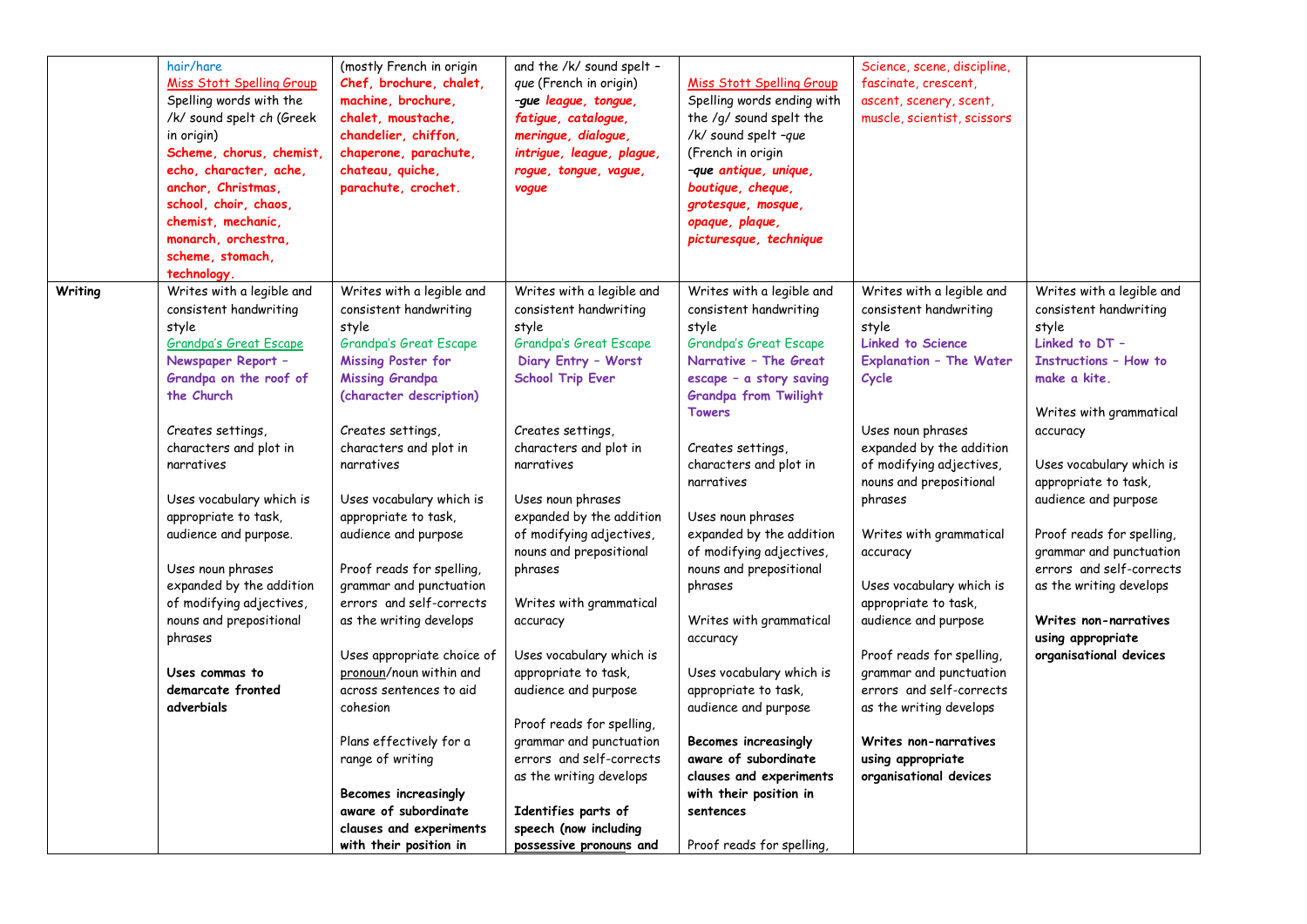| | | | | | | |
|---|---|---|---|---|---|---|
| | hair/hare<br>Miss Stott Spelling Group<br>Spelling words with the /k/ sound spelt *ch* (Greek in origin)<br>**Scheme, chorus, chemist, echo, character, ache, anchor, Christmas, school, choir, chaos, chemist, mechanic, monarch, orchestra, scheme, stomach, technology.** | (mostly French in origin<br>**Chef, brochure, chalet, machine, brochure, chalet, moustache, chandelier, chiffon, chaperone, parachute, chateau, quiche, parachute, crochet.** | and the /k/ sound spelt – *que* (French in origin)<br>***–gue league, tongue, fatigue, catalogue, meringue, dialogue, intrigue, league, plague, rogue, tongue, vague, vogue*** | Miss Stott Spelling Group<br>Spelling words ending with the /g/ sound spelt the /k/ sound spelt –*que* (French in origin<br>***–que antique, unique, boutique, cheque, grotesque, mosque, opaque, plaque, picturesque, technique*** | Science, scene, discipline, fascinate, crescent, ascent, scenery, scent, muscle, scientist, scissors | |
| **Writing** | Writes with a legible and consistent handwriting style<br>Grandpa's Great Escape<br>**Newspaper Report – Grandpa on the roof of the Church**<br><br>Creates settings, characters and plot in narratives<br><br>Uses vocabulary which is appropriate to task, audience and purpose.<br><br>Uses noun phrases expanded by the addition of modifying adjectives, nouns and prepositional phrases<br><br>**Uses commas to demarcate fronted adverbials** | Writes with a legible and consistent handwriting style<br>Grandpa's Great Escape<br>**Missing Poster for Missing Grandpa (character description)**<br><br>Creates settings, characters and plot in narratives<br><br>Uses vocabulary which is appropriate to task, audience and purpose<br><br>Proof reads for spelling, grammar and punctuation errors and self-corrects as the writing develops<br><br>Uses appropriate choice of pronoun/noun within and across sentences to aid cohesion<br><br>Plans effectively for a range of writing<br><br>**Becomes increasingly aware of subordinate clauses and experiments with their position in** | Writes with a legible and consistent handwriting style<br>Grandpa's Great Escape<br>**Diary Entry – Worst School Trip Ever**<br><br>Creates settings, characters and plot in narratives<br><br>Uses noun phrases expanded by the addition of modifying adjectives, nouns and prepositional phrases<br><br>Writes with grammatical accuracy<br><br>Uses vocabulary which is appropriate to task, audience and purpose<br><br>Proof reads for spelling, grammar and punctuation errors and self-corrects as the writing develops<br><br>**Identifies parts of speech (now including possessive pronouns and** | Writes with a legible and consistent handwriting style<br>Grandpa's Great Escape<br>**Narrative – The Great escape – a story saving Grandpa from Twilight Towers**<br><br>Creates settings, characters and plot in narratives<br><br>Uses noun phrases expanded by the addition of modifying adjectives, nouns and prepositional phrases<br><br>Writes with grammatical accuracy<br><br>Uses vocabulary which is appropriate to task, audience and purpose<br><br>**Becomes increasingly aware of subordinate clauses and experiments with their position in sentences**<br><br>Proof reads for spelling, | Writes with a legible and consistent handwriting style<br>**Linked to Science Explanation – The Water Cycle**<br><br>Uses noun phrases expanded by the addition of modifying adjectives, nouns and prepositional phrases<br><br>Writes with grammatical accuracy<br><br>Uses vocabulary which is appropriate to task, audience and purpose<br><br>Proof reads for spelling, grammar and punctuation errors and self-corrects as the writing develops<br><br>**Writes non-narratives using appropriate organisational devices** | Writes with a legible and consistent handwriting style<br>**Linked to DT – Instructions – How to make a kite.**<br><br>Writes with grammatical accuracy<br><br>Uses vocabulary which is appropriate to task, audience and purpose<br><br>Proof reads for spelling, grammar and punctuation errors and self-corrects as the writing develops<br><br>**Writes non-narratives using appropriate organisational devices** |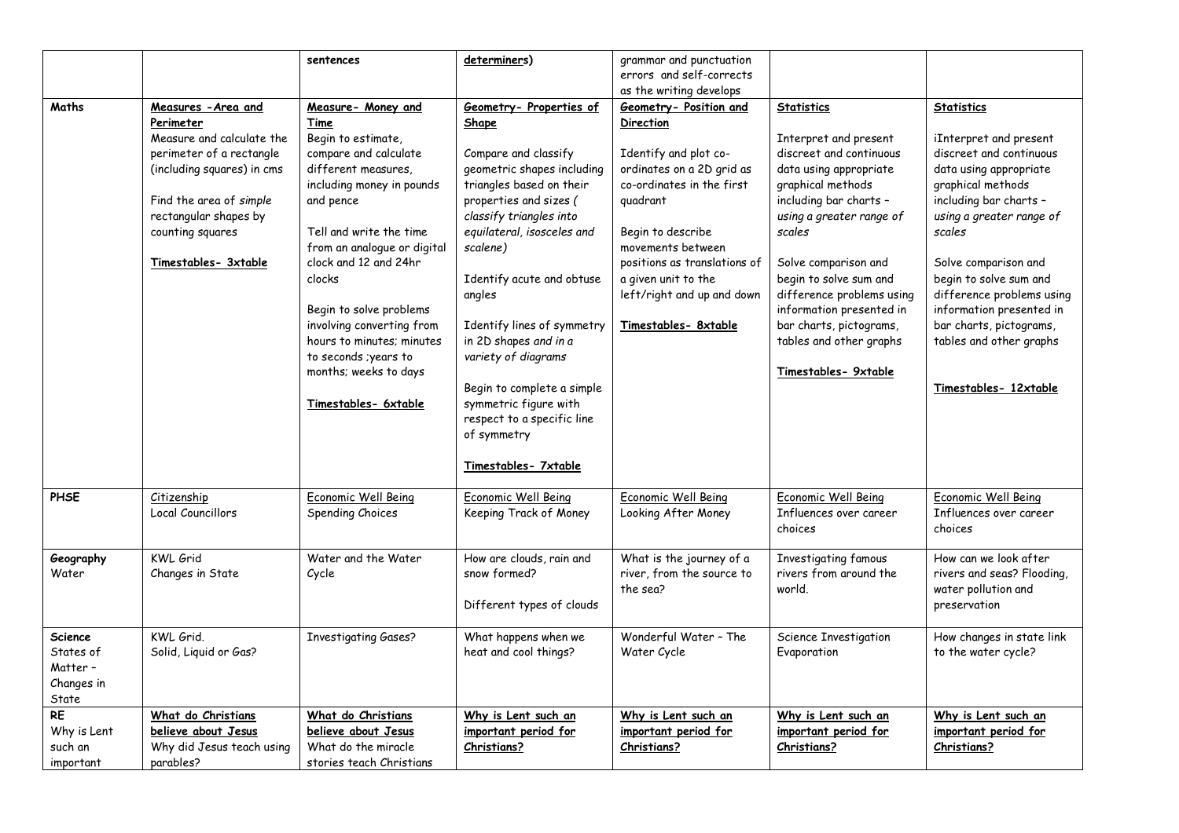|  |  | **sentences** | **determiners)** | grammar and punctuation errors and self-corrects as the writing develops |  |  |
|---|---|---|---|---|---|---|
| **Maths** | **Measures -Area and Perimeter**<br>Measure and calculate the perimeter of a rectangle (including squares) in cms<br><br>Find the area of *simple* rectangular shapes by counting squares<br><br>**Timestables- 3xtable** | **Measure- Money and Time**<br>Begin to estimate, compare and calculate different measures, including money in pounds and pence<br><br>Tell and write the time from an analogue or digital clock and 12 and 24hr clocks<br><br>Begin to solve problems involving converting from hours to minutes; minutes to seconds ;years to months; weeks to days<br><br>**Timestables- 6xtable** | **Geometry- Properties of Shape**<br><br>Compare and classify geometric shapes including triangles based on their properties and sizes ( *classify triangles into equilateral, isosceles and scalene)*<br><br>Identify acute and obtuse angles<br><br>Identify lines of symmetry in 2D shapes *and in a variety of diagrams*<br><br>Begin to complete a simple symmetric figure with respect to a specific line of symmetry<br><br>**Timestables- 7xtable** | **Geometry- Position and Direction**<br><br>Identify and plot co-ordinates on a 2D grid as co-ordinates in the first quadrant<br><br>Begin to describe movements between positions as translations of a given unit to the left/right and up and down<br><br>**Timestables- 8xtable** | **Statistics**<br><br>Interpret and present discreet and continuous data using appropriate graphical methods including bar charts – *using a greater range of scales*<br><br>Solve comparison and begin to solve sum and difference problems using information presented in bar charts, pictograms, tables and other graphs<br><br>**Timestables- 9xtable** | **Statistics**<br><br>iInterpret and present discreet and continuous data using appropriate graphical methods including bar charts – *using a greater range of scales*<br><br>Solve comparison and begin to solve sum and difference problems using information presented in bar charts, pictograms, tables and other graphs<br><br>**Timestables- 12xtable** |
| **PHSE** | Citizenship<br>Local Councillors | Economic Well Being<br>Spending Choices | Economic Well Being<br>Keeping Track of Money | Economic Well Being<br>Looking After Money | Economic Well Being<br>Influences over career choices | Economic Well Being<br>Influences over career choices |
| **Geography**<br>Water | KWL Grid<br>Changes in State | Water and the Water Cycle | How are clouds, rain and snow formed?<br><br>Different types of clouds | What is the journey of a river, from the source to the sea? | Investigating famous rivers from around the world. | How can we look after rivers and seas? Flooding, water pollution and preservation |
| **Science**<br>States of Matter – Changes in State | KWL Grid.<br>Solid, Liquid or Gas? | Investigating Gases? | What happens when we heat and cool things? | Wonderful Water – The Water Cycle | Science Investigation Evaporation | How changes in state link to the water cycle? |
| **RE**<br>Why is Lent such an important | **What do Christians believe about Jesus**<br>Why did Jesus teach using parables? | **What do Christians believe about Jesus**<br>What do the miracle stories teach Christians | **Why is Lent such an important period for Christians?** | **Why is Lent such an important period for Christians?** | **Why is Lent such an important period for Christians?** | **Why is Lent such an important period for Christians?** |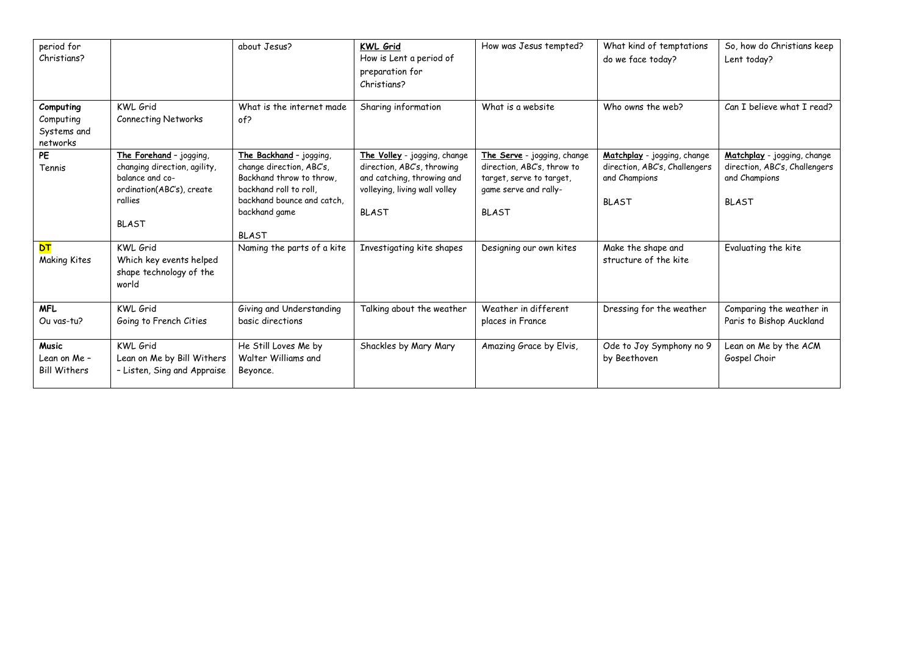| | | | | | | |
|---|---|---|---|---|---|---|
| period for Christians? | | about Jesus? | **KWL Grid** How is Lent a period of preparation for Christians? | How was Jesus tempted? | What kind of temptations do we face today? | So, how do Christians keep Lent today? |
| **Computing** Computing Systems and networks | KWL Grid Connecting Networks | What is the internet made of? | Sharing information | What is a website | Who owns the web? | Can I believe what I read? |
| **PE** Tennis | **The Forehand** – jogging, changing direction, agility, balance and co-ordination(ABC's), create rallies BLAST | **The Backhand** – jogging, change direction, ABC's, Backhand throw to throw, backhand roll to roll, backhand bounce and catch, backhand game BLAST | **The Volley** - jogging, change direction, ABC's, throwing and catching, throwing and volleying, living wall volley BLAST | **The Serve** - jogging, change direction, ABC's, throw to target, serve to target, game serve and rally- BLAST | **Matchplay** - jogging, change direction, ABC's, Challengers and Champions BLAST | **Matchplay** - jogging, change direction, ABC's, Challengers and Champions BLAST |
| **DT** Making Kites | KWL Grid Which key events helped shape technology of the world | Naming the parts of a kite | Investigating kite shapes | Designing our own kites | Make the shape and structure of the kite | Evaluating the kite |
| **MFL** Ou vas-tu? | KWL Grid Going to French Cities | Giving and Understanding basic directions | Talking about the weather | Weather in different places in France | Dressing for the weather | Comparing the weather in Paris to Bishop Auckland |
| **Music** Lean on Me – Bill Withers | KWL Grid Lean on Me by Bill Withers – Listen, Sing and Appraise | He Still Loves Me by Walter Williams and Beyonce. | Shackles by Mary Mary | Amazing Grace by Elvis, | Ode to Joy Symphony no 9 by Beethoven | Lean on Me by the ACM Gospel Choir |